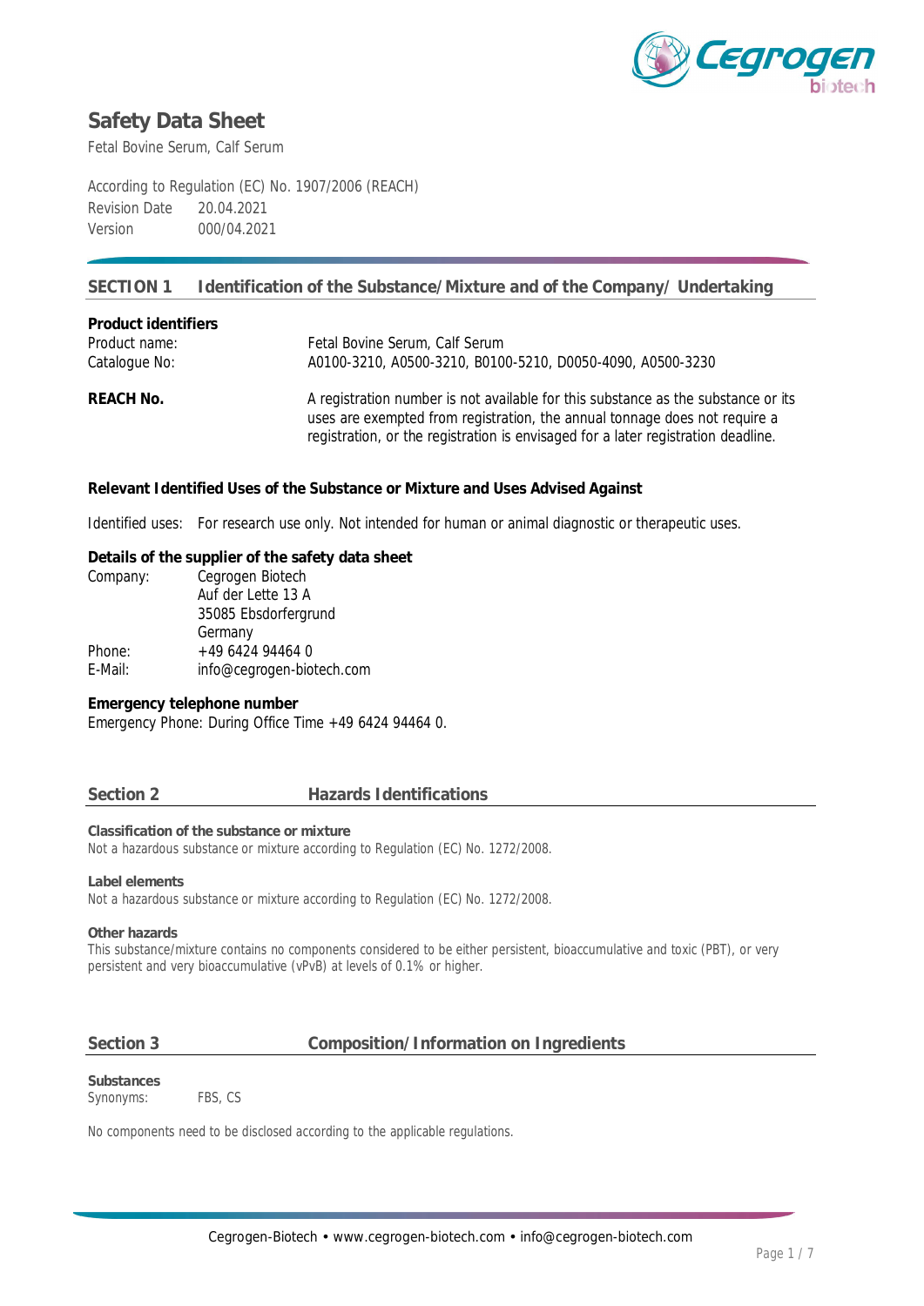# Safety Data Sheet

Fetal Bovine Serum, Calf Serum

According to Regulation (EC) No. 1907/2006 (REACH)
Revision Date 20.04.2021
Version 000/04.2021

## SECTION 1 Identification of the Substance/Mixture and of the Company/ Undertaking

**Product identifiers**

Product name: Fetal Bovine Serum, Calf Serum
Catalogue No: A0100-3210, A0500-3210, B0100-5210, D0050-4090, A0500-3230

**REACH No.** A registration number is not available for this substance as the substance or its uses are exempted from registration, the annual tonnage does not require a registration, or the registration is envisaged for a later registration deadline.

**Relevant Identified Uses of the Substance or Mixture and Uses Advised Against**

Identified uses: For research use only. Not intended for human or animal diagnostic or therapeutic uses.

**Details of the supplier of the safety data sheet**

Company: Cegrogen Biotech
Auf der Lette 13 A
35085 Ebsdorfergrund
Germany
Phone: +49 6424 94464 0
E-Mail: info@cegrogen-biotech.com

**Emergency telephone number**

Emergency Phone: During Office Time +49 6424 94464 0.

## Section 2 Hazards Identifications

**Classification of the substance or mixture**

Not a hazardous substance or mixture according to Regulation (EC) No. 1272/2008.

**Label elements**

Not a hazardous substance or mixture according to Regulation (EC) No. 1272/2008.

**Other hazards**

This substance/mixture contains no components considered to be either persistent, bioaccumulative and toxic (PBT), or very persistent and very bioaccumulative (vPvB) at levels of 0.1% or higher.

## Section 3 Composition/Information on Ingredients

**Substances**

Synonyms: FBS, CS

No components need to be disclosed according to the applicable regulations.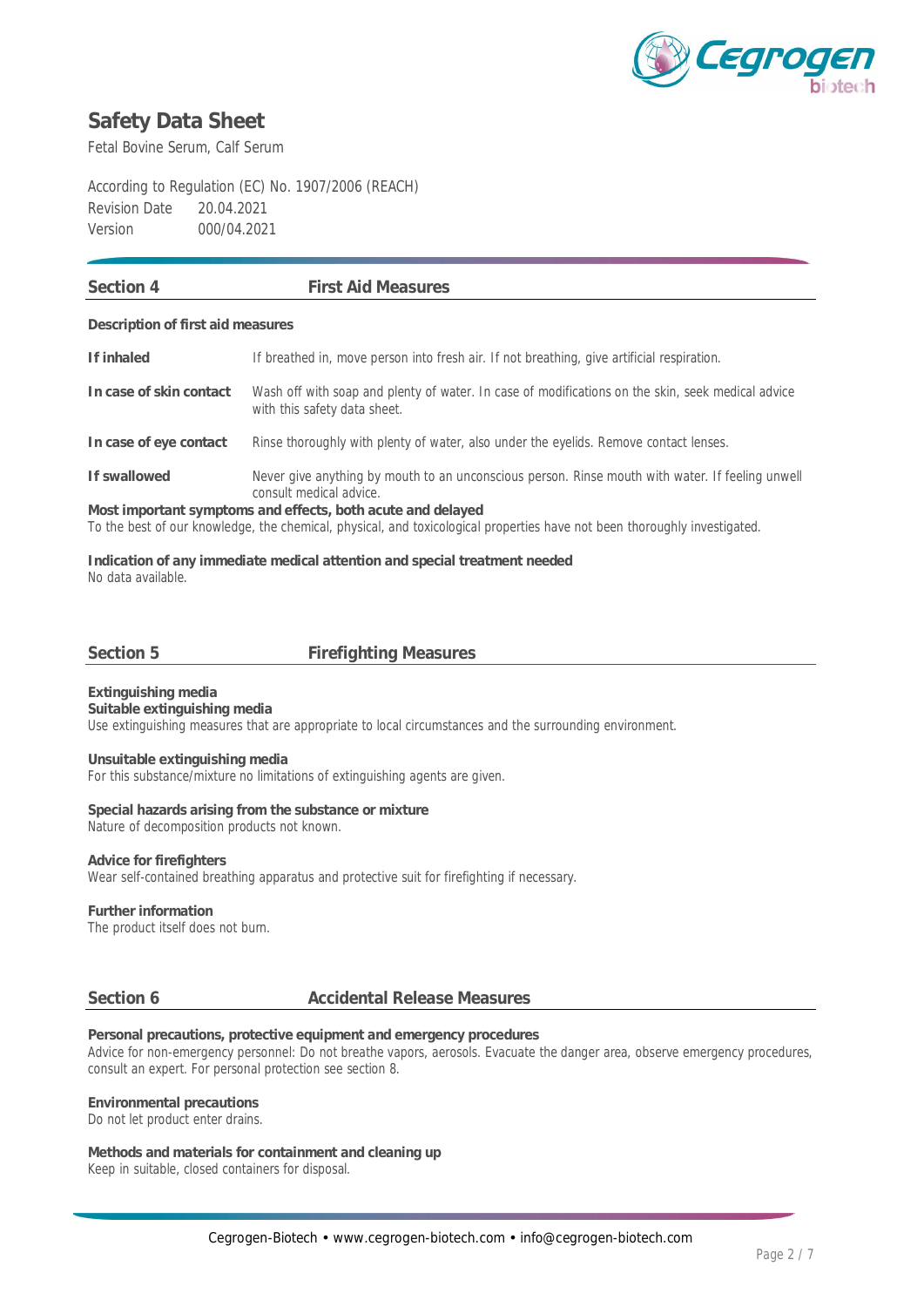# Safety Data Sheet

Fetal Bovine Serum, Calf Serum

According to Regulation (EC) No. 1907/2006 (REACH)
Revision Date 20.04.2021
Version 000/04.2021

## Section 4 First Aid Measures

**Description of first aid measures**

**If inhaled** If breathed in, move person into fresh air. If not breathing, give artificial respiration.

**In case of skin contact** Wash off with soap and plenty of water. In case of modifications on the skin, seek medical advice with this safety data sheet.

**In case of eye contact** Rinse thoroughly with plenty of water, also under the eyelids. Remove contact lenses.

**If swallowed** Never give anything by mouth to an unconscious person. Rinse mouth with water. If feeling unwell consult medical advice.

**Most important symptoms and effects, both acute and delayed**
To the best of our knowledge, the chemical, physical, and toxicological properties have not been thoroughly investigated.

**Indication of any immediate medical attention and special treatment needed**
No data available.

## Section 5 Firefighting Measures

**Extinguishing media**
**Suitable extinguishing media**
Use extinguishing measures that are appropriate to local circumstances and the surrounding environment.

**Unsuitable extinguishing media**
For this substance/mixture no limitations of extinguishing agents are given.

**Special hazards arising from the substance or mixture**
Nature of decomposition products not known.

**Advice for firefighters**
Wear self-contained breathing apparatus and protective suit for firefighting if necessary.

**Further information**
The product itself does not burn.

## Section 6 Accidental Release Measures

**Personal precautions, protective equipment and emergency procedures**
Advice for non-emergency personnel: Do not breathe vapors, aerosols. Evacuate the danger area, observe emergency procedures, consult an expert. For personal protection see section 8.

**Environmental precautions**
Do not let product enter drains.

**Methods and materials for containment and cleaning up**
Keep in suitable, closed containers for disposal.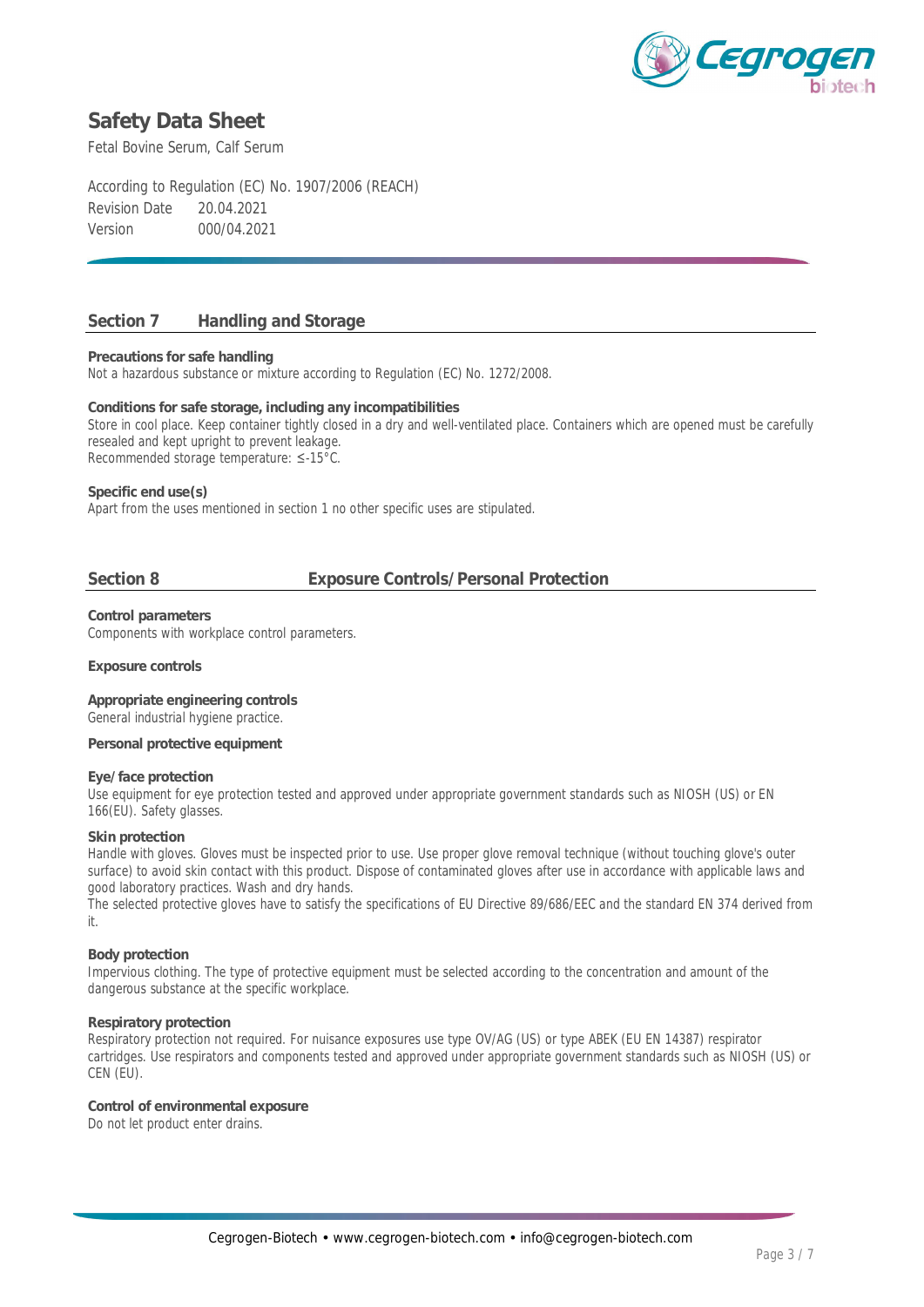# Safety Data Sheet

Fetal Bovine Serum, Calf Serum

According to Regulation (EC) No. 1907/2006 (REACH)

Revision Date 20.04.2021

Version 000/04.2021

## Section 7 Handling and Storage

**Precautions for safe handling**

Not a hazardous substance or mixture according to Regulation (EC) No. 1272/2008.

**Conditions for safe storage, including any incompatibilities**

Store in cool place. Keep container tightly closed in a dry and well-ventilated place. Containers which are opened must be carefully resealed and kept upright to prevent leakage.

Recommended storage temperature: ≤-15°C.

**Specific end use(s)**

Apart from the uses mentioned in section 1 no other specific uses are stipulated.

## Section 8 Exposure Controls/Personal Protection

**Control parameters**

Components with workplace control parameters.

**Exposure controls**

**Appropriate engineering controls**

General industrial hygiene practice.

**Personal protective equipment**

**Eye/face protection**

Use equipment for eye protection tested and approved under appropriate government standards such as NIOSH (US) or EN 166(EU). Safety glasses.

**Skin protection**

Handle with gloves. Gloves must be inspected prior to use. Use proper glove removal technique (without touching glove's outer surface) to avoid skin contact with this product. Dispose of contaminated gloves after use in accordance with applicable laws and good laboratory practices. Wash and dry hands.

The selected protective gloves have to satisfy the specifications of EU Directive 89/686/EEC and the standard EN 374 derived from it.

**Body protection**

Impervious clothing. The type of protective equipment must be selected according to the concentration and amount of the dangerous substance at the specific workplace.

**Respiratory protection**

Respiratory protection not required. For nuisance exposures use type OV/AG (US) or type ABEK (EU EN 14387) respirator cartridges. Use respirators and components tested and approved under appropriate government standards such as NIOSH (US) or CEN (EU).

**Control of environmental exposure**

Do not let product enter drains.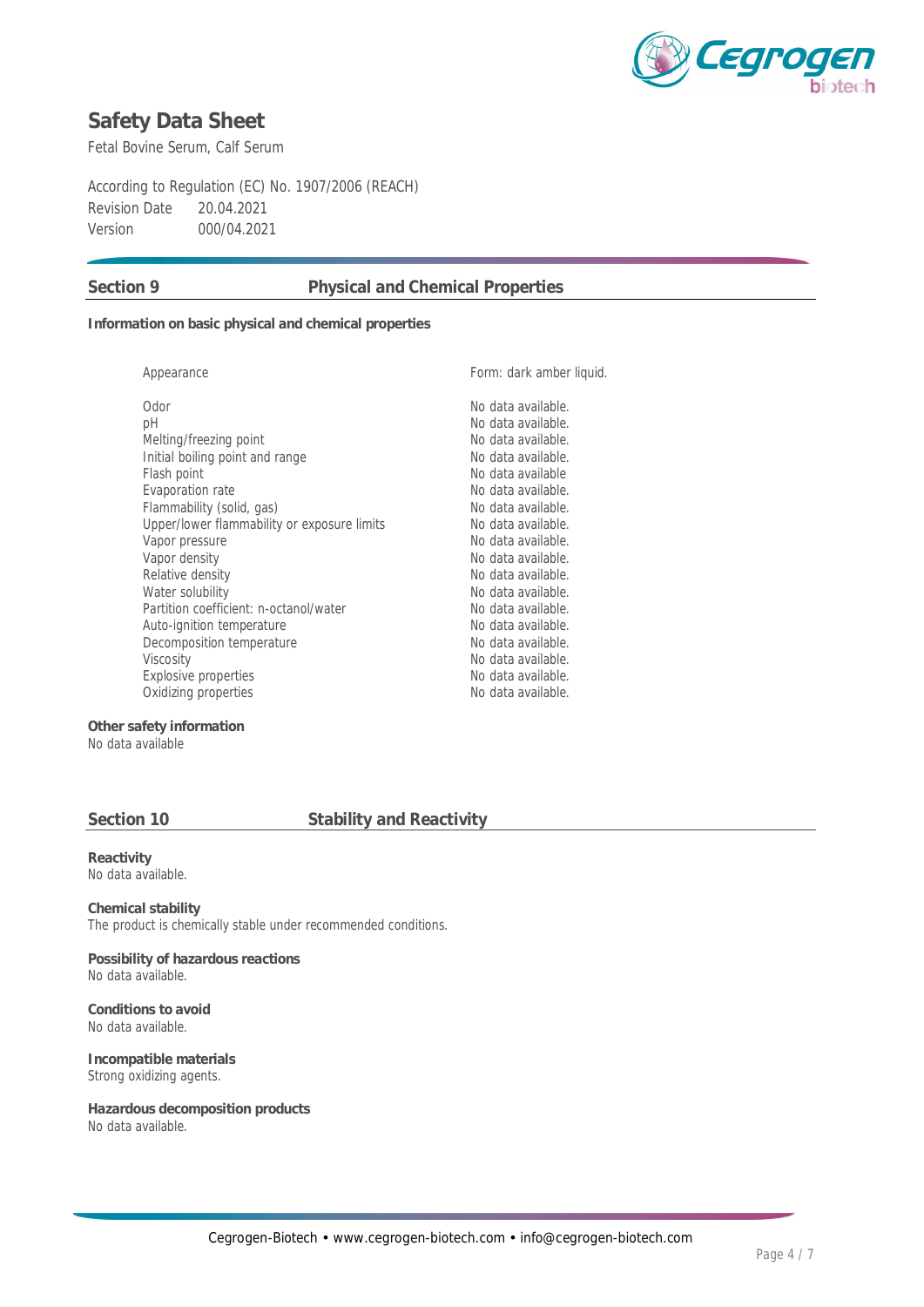# Safety Data Sheet

Fetal Bovine Serum, Calf Serum

According to Regulation (EC) No. 1907/2006 (REACH)
Revision Date 20.04.2021
Version 000/04.2021

## Section 9 Physical and Chemical Properties

**Information on basic physical and chemical properties**

| Property | Value |
|---|---|
| Appearance | Form: dark amber liquid. |
| Odor | No data available. |
| pH | No data available. |
| Melting/freezing point | No data available. |
| Initial boiling point and range | No data available. |
| Flash point | No data available |
| Evaporation rate | No data available. |
| Flammability (solid, gas) | No data available. |
| Upper/lower flammability or exposure limits | No data available. |
| Vapor pressure | No data available. |
| Vapor density | No data available. |
| Relative density | No data available. |
| Water solubility | No data available. |
| Partition coefficient: n-octanol/water | No data available. |
| Auto-ignition temperature | No data available. |
| Decomposition temperature | No data available. |
| Viscosity | No data available. |
| Explosive properties | No data available. |
| Oxidizing properties | No data available. |

**Other safety information**
No data available

## Section 10 Stability and Reactivity

**Reactivity**
No data available.

**Chemical stability**
The product is chemically stable under recommended conditions.

**Possibility of hazardous reactions**
No data available.

**Conditions to avoid**
No data available.

**Incompatible materials**
Strong oxidizing agents.

**Hazardous decomposition products**
No data available.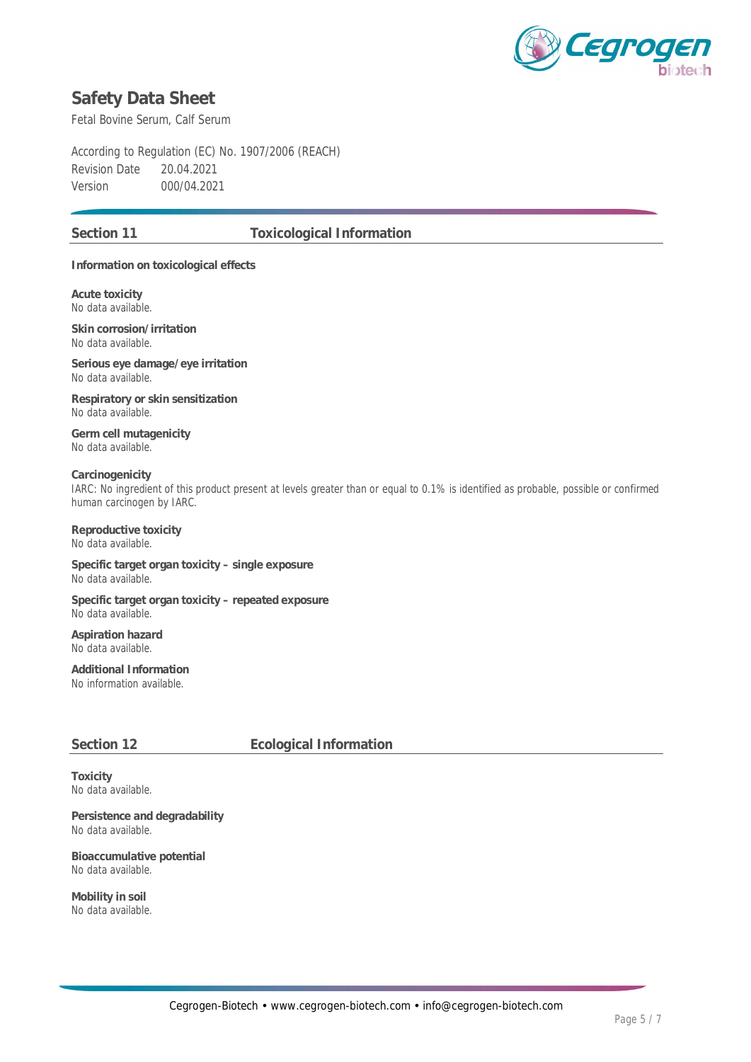# Safety Data Sheet

Fetal Bovine Serum, Calf Serum

According to Regulation (EC) No. 1907/2006 (REACH)
Revision Date 20.04.2021
Version 000/04.2021

## Section 11 Toxicological Information

**Information on toxicological effects**

**Acute toxicity**
No data available.

**Skin corrosion/irritation**
No data available.

**Serious eye damage/eye irritation**
No data available.

**Respiratory or skin sensitization**
No data available.

**Germ cell mutagenicity**
No data available.

**Carcinogenicity**
IARC: No ingredient of this product present at levels greater than or equal to 0.1% is identified as probable, possible or confirmed human carcinogen by IARC.

**Reproductive toxicity**
No data available.

**Specific target organ toxicity – single exposure**
No data available.

**Specific target organ toxicity – repeated exposure**
No data available.

**Aspiration hazard**
No data available.

**Additional Information**
No information available.

## Section 12 Ecological Information

**Toxicity**
No data available.

**Persistence and degradability**
No data available.

**Bioaccumulative potential**
No data available.

**Mobility in soil**
No data available.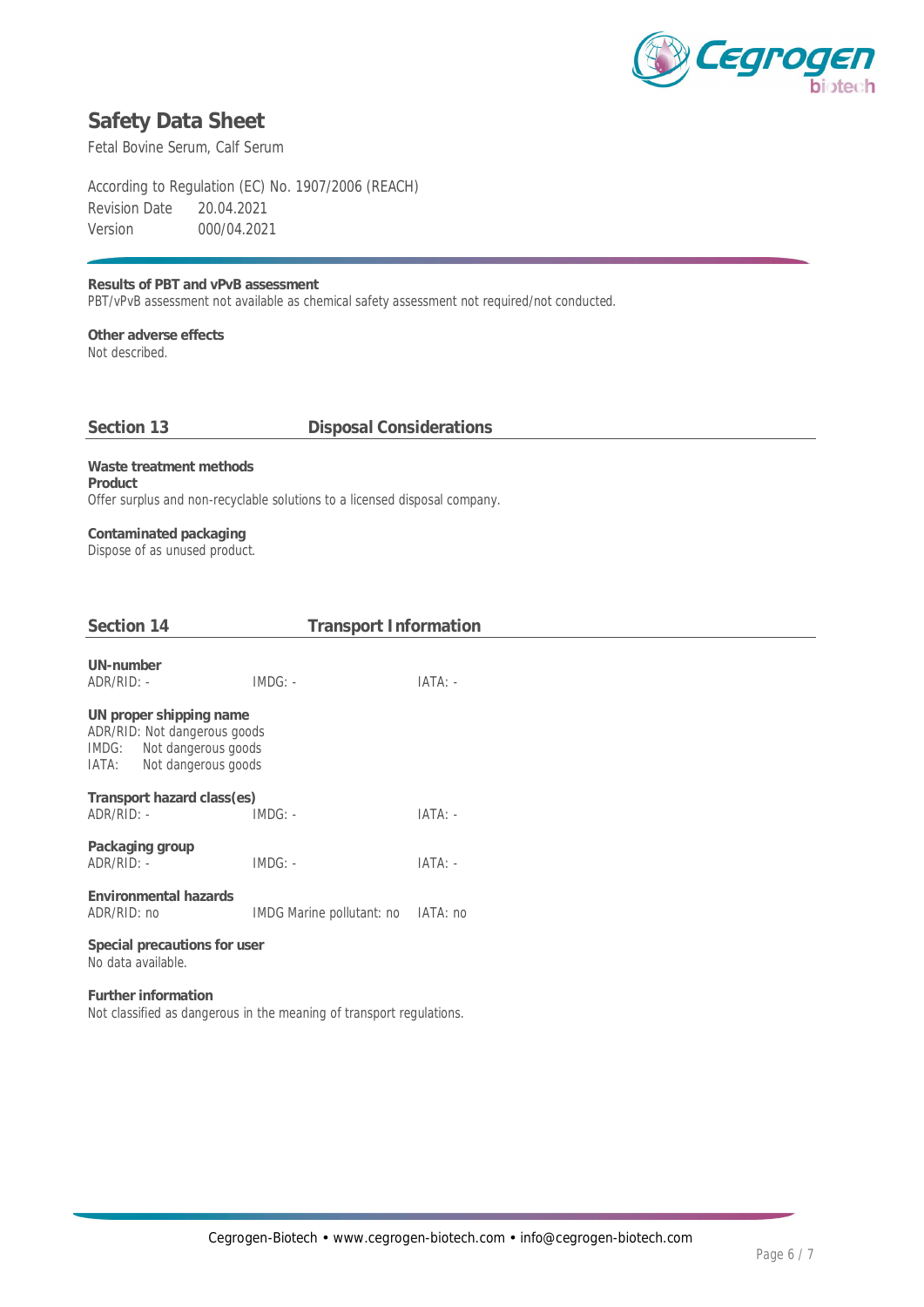**Results of PBT and vPvB assessment**
PBT/vPvB assessment not available as chemical safety assessment not required/not conducted.

**Other adverse effects**
Not described.

## Section 13 Disposal Considerations

**Waste treatment methods**
**Product**
Offer surplus and non-recyclable solutions to a licensed disposal company.

**Contaminated packaging**
Dispose of as unused product.

## Section 14 Transport Information

**UN-number**

| ADR/RID: - | IMDG: - | IATA: - |
|---|---|---|

**UN proper shipping name**
ADR/RID: Not dangerous goods
IMDG: Not dangerous goods
IATA: Not dangerous goods

**Transport hazard class(es)**

| ADR/RID: - | IMDG: - | IATA: - |
|---|---|---|

**Packaging group**

| ADR/RID: - | IMDG: - | IATA: - |
|---|---|---|

**Environmental hazards**

| ADR/RID: no | IMDG Marine pollutant: no | IATA: no |
|---|---|---|

**Special precautions for user**
No data available.

**Further information**
Not classified as dangerous in the meaning of transport regulations.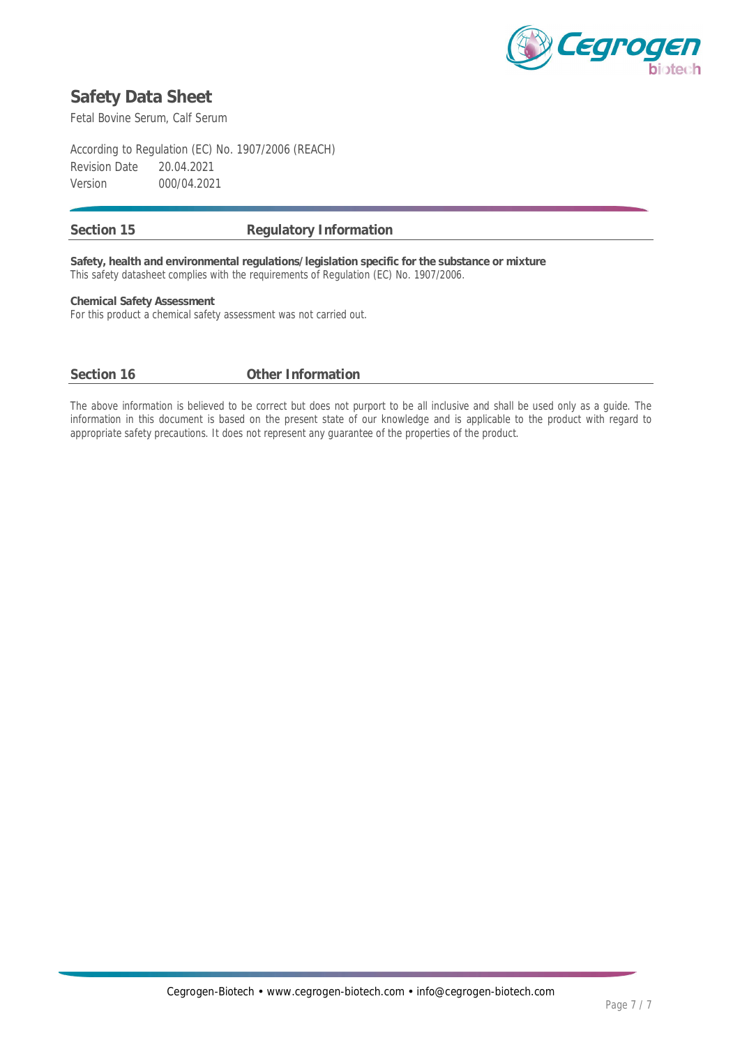# Safety Data Sheet

Fetal Bovine Serum, Calf Serum

According to Regulation (EC) No. 1907/2006 (REACH)
Revision Date 20.04.2021
Version 000/04.2021

## Section 15 Regulatory Information

**Safety, health and environmental regulations/legislation specific for the substance or mixture**
This safety datasheet complies with the requirements of Regulation (EC) No. 1907/2006.

**Chemical Safety Assessment**
For this product a chemical safety assessment was not carried out.

## Section 16 Other Information

The above information is believed to be correct but does not purport to be all inclusive and shall be used only as a guide. The information in this document is based on the present state of our knowledge and is applicable to the product with regard to appropriate safety precautions. It does not represent any guarantee of the properties of the product.

Cegrogen-Biotech • www.cegrogen-biotech.com • info@cegrogen-biotech.com